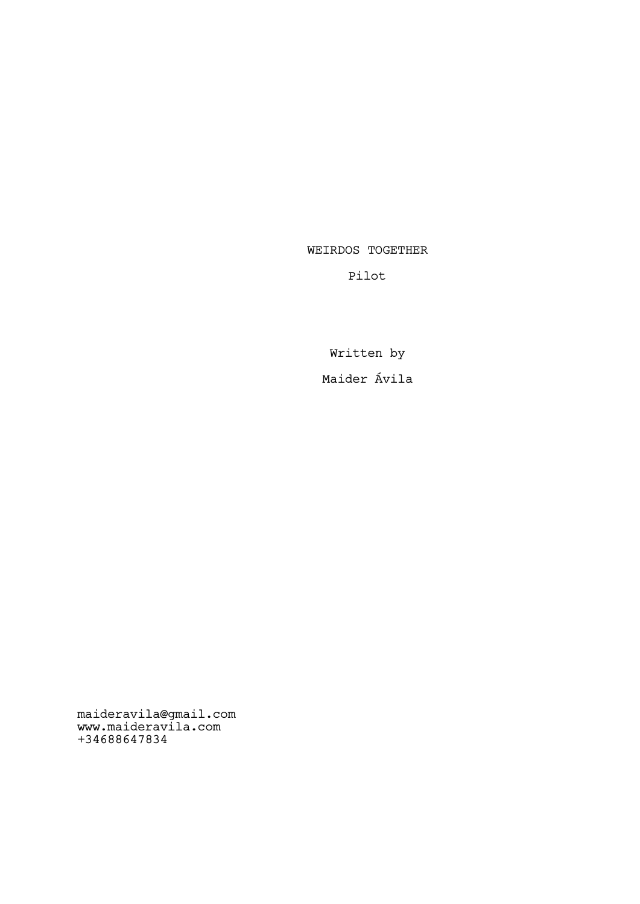# WEIRDOS TOGETHER

Pilot

Written by

Maider Ávila

maideravila@gmail.com
www.maideravila.com
+34688647834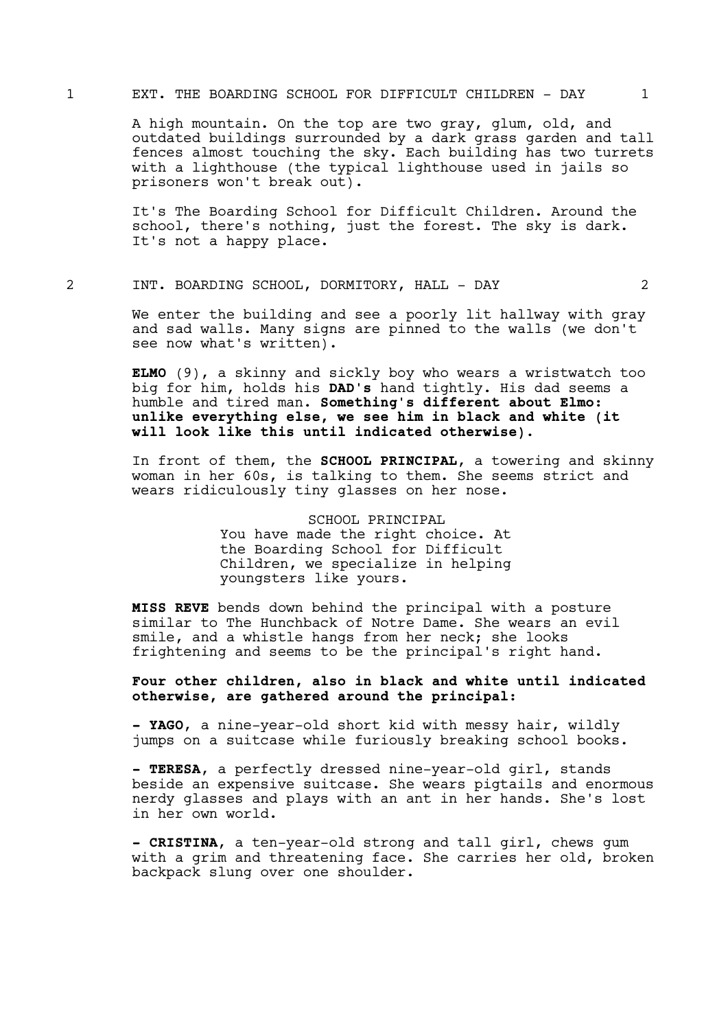1 EXT. THE BOARDING SCHOOL FOR DIFFICULT CHILDREN - DAY 1

A high mountain. On the top are two gray, glum, old, and outdated buildings surrounded by a dark grass garden and tall fences almost touching the sky. Each building has two turrets with a lighthouse (the typical lighthouse used in jails so prisoners won't break out).

It's The Boarding School for Difficult Children. Around the school, there's nothing, just the forest. The sky is dark. It's not a happy place.

2 INT. BOARDING SCHOOL, DORMITORY, HALL - DAY 2

We enter the building and see a poorly lit hallway with gray and sad walls. Many signs are pinned to the walls (we don't see now what's written).

**ELMO** (9), a skinny and sickly boy who wears a wristwatch too big for him, holds his **DAD's** hand tightly. His dad seems a humble and tired man**. Something's different about Elmo: unlike everything else, we see him in black and white (it will look like this until indicated otherwise).**

In front of them, the **SCHOOL PRINCIPAL**, a towering and skinny woman in her 60s, is talking to them. She seems strict and wears ridiculously tiny glasses on her nose.

SCHOOL PRINCIPAL
You have made the right choice. At the Boarding School for Difficult Children, we specialize in helping youngsters like yours.

**MISS REVE** bends down behind the principal with a posture similar to The Hunchback of Notre Dame. She wears an evil smile, and a whistle hangs from her neck; she looks frightening and seems to be the principal's right hand.

**Four other children, also in black and white until indicated otherwise, are gathered around the principal:**

**- YAGO**, a nine-year-old short kid with messy hair, wildly jumps on a suitcase while furiously breaking school books.

**- TERESA**, a perfectly dressed nine-year-old girl, stands beside an expensive suitcase. She wears pigtails and enormous nerdy glasses and plays with an ant in her hands. She's lost in her own world.

**- CRISTINA**, a ten-year-old strong and tall girl, chews gum with a grim and threatening face. She carries her old, broken backpack slung over one shoulder.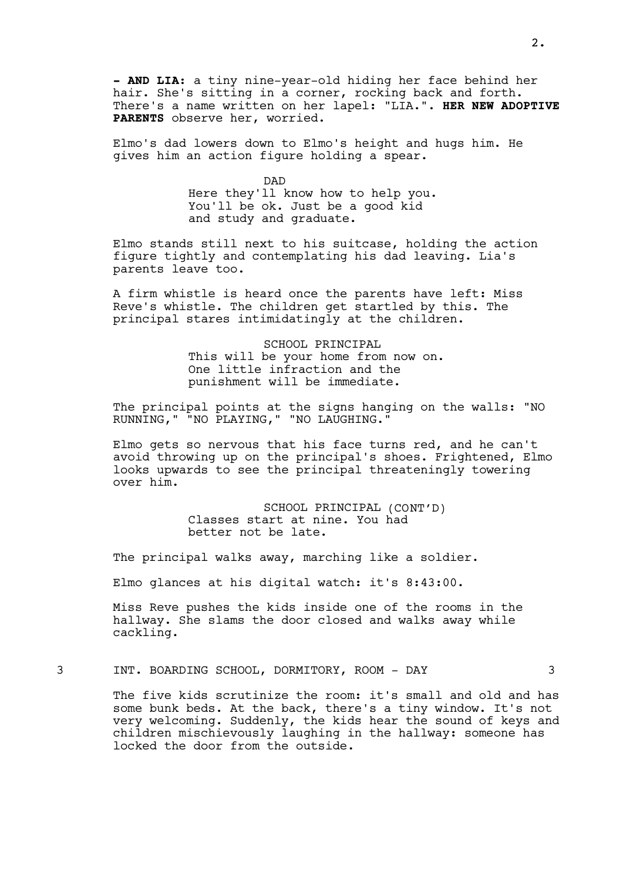**- AND LIA:** a tiny nine-year-old hiding her face behind her hair. She's sitting in a corner, rocking back and forth. There's a name written on her lapel: "LIA.". **HER NEW ADOPTIVE PARENTS** observe her, worried.

Elmo's dad lowers down to Elmo's height and hugs him. He gives him an action figure holding a spear.

DAD
Here they'll know how to help you. You'll be ok. Just be a good kid and study and graduate.

Elmo stands still next to his suitcase, holding the action figure tightly and contemplating his dad leaving. Lia's parents leave too.

A firm whistle is heard once the parents have left: Miss Reve's whistle. The children get startled by this. The principal stares intimidatingly at the children.

SCHOOL PRINCIPAL
This will be your home from now on. One little infraction and the punishment will be immediate.

The principal points at the signs hanging on the walls: "NO RUNNING," "NO PLAYING," "NO LAUGHING."

Elmo gets so nervous that his face turns red, and he can't avoid throwing up on the principal's shoes. Frightened, Elmo looks upwards to see the principal threateningly towering over him.

SCHOOL PRINCIPAL (CONT'D)
Classes start at nine. You had better not be late.

The principal walks away, marching like a soldier.

Elmo glances at his digital watch: it's 8:43:00.

Miss Reve pushes the kids inside one of the rooms in the hallway. She slams the door closed and walks away while cackling.

3 INT. BOARDING SCHOOL, DORMITORY, ROOM - DAY 3

The five kids scrutinize the room: it's small and old and has some bunk beds. At the back, there's a tiny window. It's not very welcoming. Suddenly, the kids hear the sound of keys and children mischievously laughing in the hallway: someone has locked the door from the outside.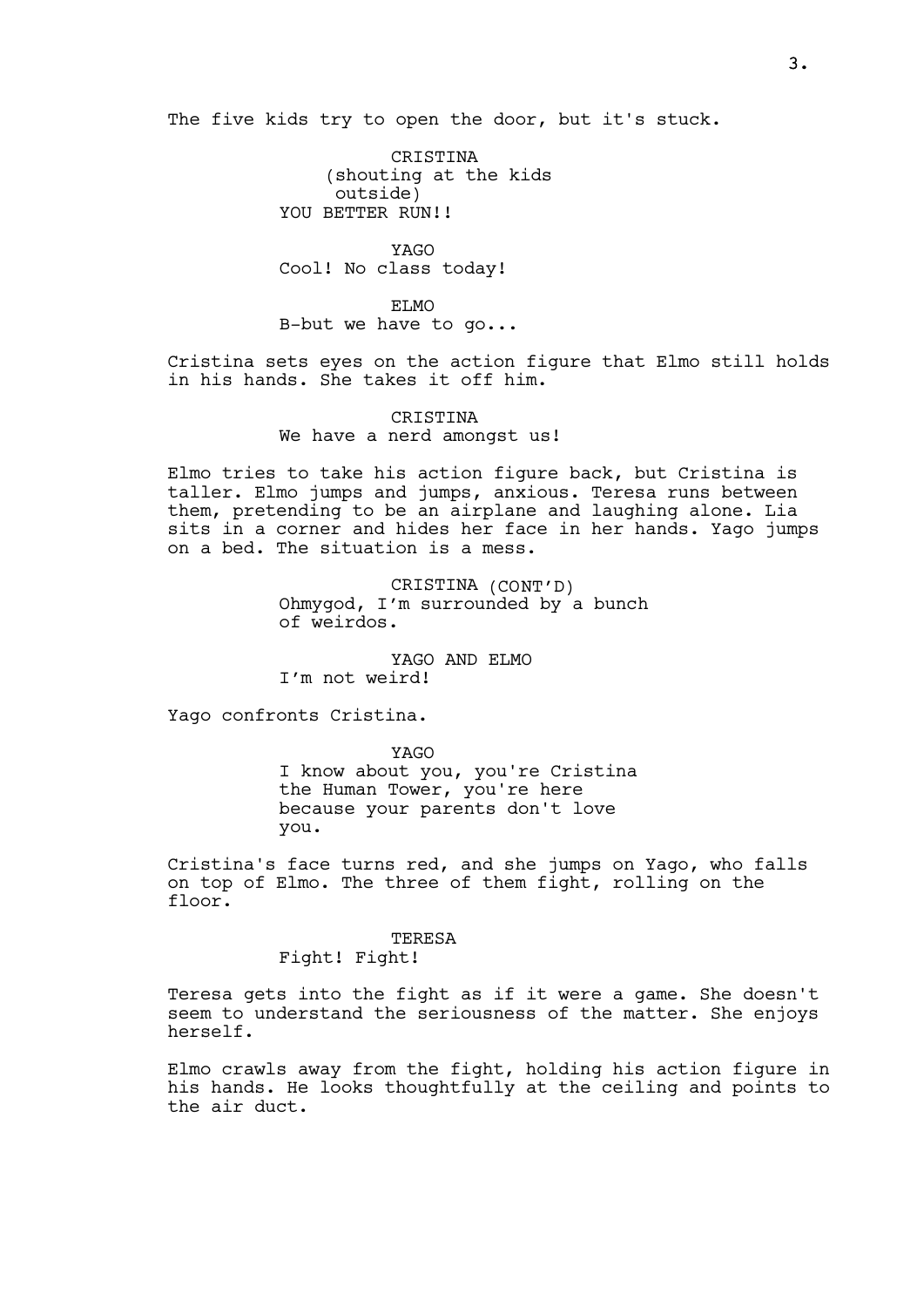The five kids try to open the door, but it's stuck.

CRISTINA
(shouting at the kids outside)
YOU BETTER RUN!!

YAGO
Cool! No class today!

ELMO
B-but we have to go...

Cristina sets eyes on the action figure that Elmo still holds in his hands. She takes it off him.

CRISTINA
We have a nerd amongst us!

Elmo tries to take his action figure back, but Cristina is taller. Elmo jumps and jumps, anxious. Teresa runs between them, pretending to be an airplane and laughing alone. Lia sits in a corner and hides her face in her hands. Yago jumps on a bed. The situation is a mess.

CRISTINA (CONT'D)
Ohmygod, I'm surrounded by a bunch of weirdos.

YAGO AND ELMO
I'm not weird!

Yago confronts Cristina.

YAGO
I know about you, you're Cristina the Human Tower, you're here because your parents don't love you.

Cristina's face turns red, and she jumps on Yago, who falls on top of Elmo. The three of them fight, rolling on the floor.

TERESA
Fight! Fight!

Teresa gets into the fight as if it were a game. She doesn't seem to understand the seriousness of the matter. She enjoys herself.

Elmo crawls away from the fight, holding his action figure in his hands. He looks thoughtfully at the ceiling and points to the air duct.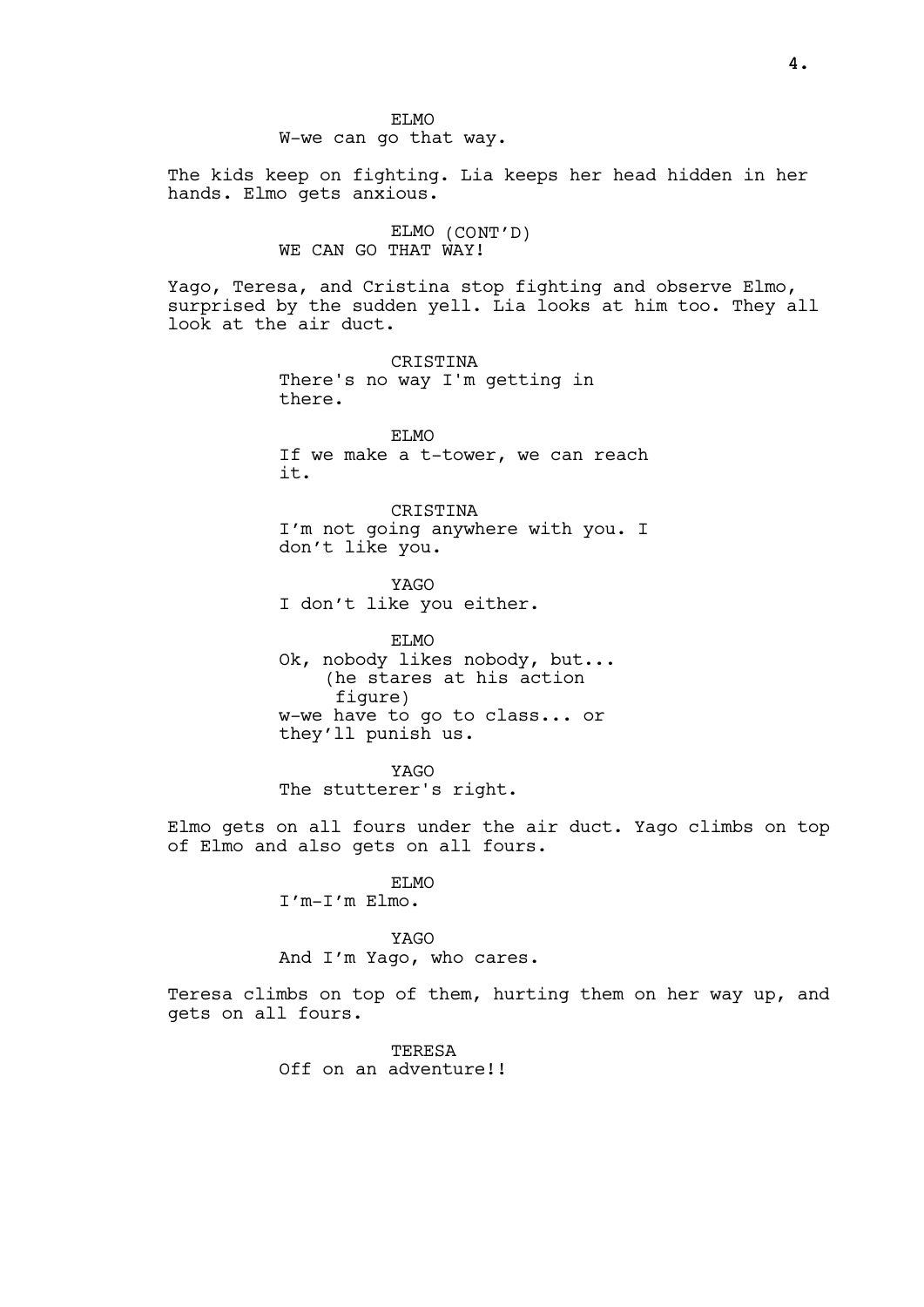ELMO
W-we can go that way.

The kids keep on fighting. Lia keeps her head hidden in her hands. Elmo gets anxious.

ELMO (CONT'D)
WE CAN GO THAT WAY!

Yago, Teresa, and Cristina stop fighting and observe Elmo, surprised by the sudden yell. Lia looks at him too. They all look at the air duct.

CRISTINA
There's no way I'm getting in there.

ELMO
If we make a t-tower, we can reach it.

CRISTINA
I'm not going anywhere with you. I don't like you.

YAGO
I don't like you either.

ELMO
Ok, nobody likes nobody, but...
(he stares at his action figure)
w-we have to go to class... or they'll punish us.

YAGO
The stutterer's right.

Elmo gets on all fours under the air duct. Yago climbs on top of Elmo and also gets on all fours.

ELMO
I'm-I'm Elmo.

YAGO
And I'm Yago, who cares.

Teresa climbs on top of them, hurting them on her way up, and gets on all fours.

TERESA
Off on an adventure!!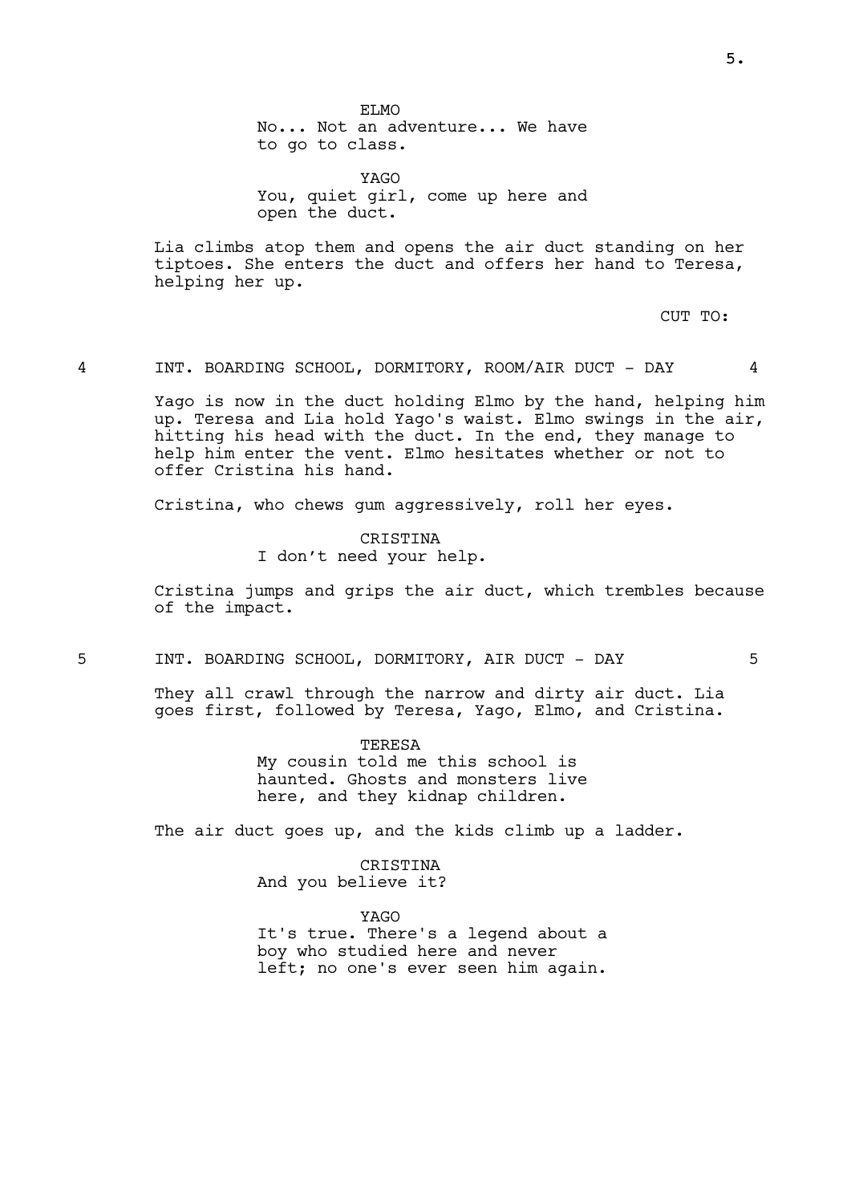ELMO
No... Not an adventure... We have to go to class.

YAGO
You, quiet girl, come up here and open the duct.

Lia climbs atop them and opens the air duct standing on her tiptoes. She enters the duct and offers her hand to Teresa, helping her up.

CUT TO:

4 INT. BOARDING SCHOOL, DORMITORY, ROOM/AIR DUCT - DAY 4

Yago is now in the duct holding Elmo by the hand, helping him up. Teresa and Lia hold Yago's waist. Elmo swings in the air, hitting his head with the duct. In the end, they manage to help him enter the vent. Elmo hesitates whether or not to offer Cristina his hand.

Cristina, who chews gum aggressively, roll her eyes.

CRISTINA
I don't need your help.

Cristina jumps and grips the air duct, which trembles because of the impact.

5 INT. BOARDING SCHOOL, DORMITORY, AIR DUCT - DAY 5

They all crawl through the narrow and dirty air duct. Lia goes first, followed by Teresa, Yago, Elmo, and Cristina.

TERESA
My cousin told me this school is haunted. Ghosts and monsters live here, and they kidnap children.

The air duct goes up, and the kids climb up a ladder.

CRISTINA
And you believe it?

YAGO
It's true. There's a legend about a boy who studied here and never left; no one's ever seen him again.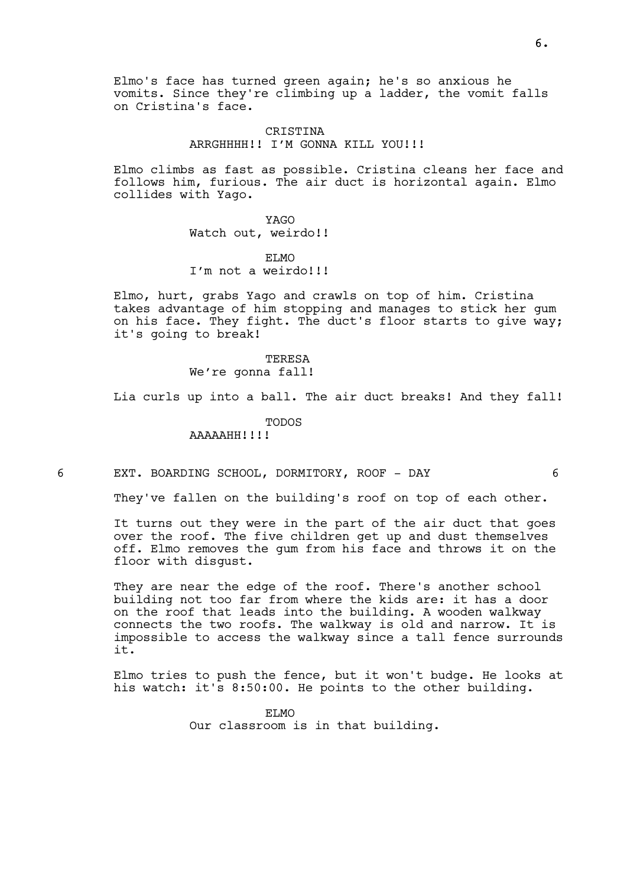Elmo's face has turned green again; he's so anxious he vomits. Since they're climbing up a ladder, the vomit falls on Cristina's face.

CRISTINA
ARRGHHHH!! I'M GONNA KILL YOU!!!

Elmo climbs as fast as possible. Cristina cleans her face and follows him, furious. The air duct is horizontal again. Elmo collides with Yago.

YAGO
Watch out, weirdo!!

ELMO
I'm not a weirdo!!!

Elmo, hurt, grabs Yago and crawls on top of him. Cristina takes advantage of him stopping and manages to stick her gum on his face. They fight. The duct's floor starts to give way; it's going to break!

TERESA
We're gonna fall!

Lia curls up into a ball. The air duct breaks! And they fall!

TODOS
AAAAAHH!!!!

6 EXT. BOARDING SCHOOL, DORMITORY, ROOF - DAY 6

They've fallen on the building's roof on top of each other.

It turns out they were in the part of the air duct that goes over the roof. The five children get up and dust themselves off. Elmo removes the gum from his face and throws it on the floor with disgust.

They are near the edge of the roof. There's another school building not too far from where the kids are: it has a door on the roof that leads into the building. A wooden walkway connects the two roofs. The walkway is old and narrow. It is impossible to access the walkway since a tall fence surrounds it.

Elmo tries to push the fence, but it won't budge. He looks at his watch: it's 8:50:00. He points to the other building.

ELMO
Our classroom is in that building.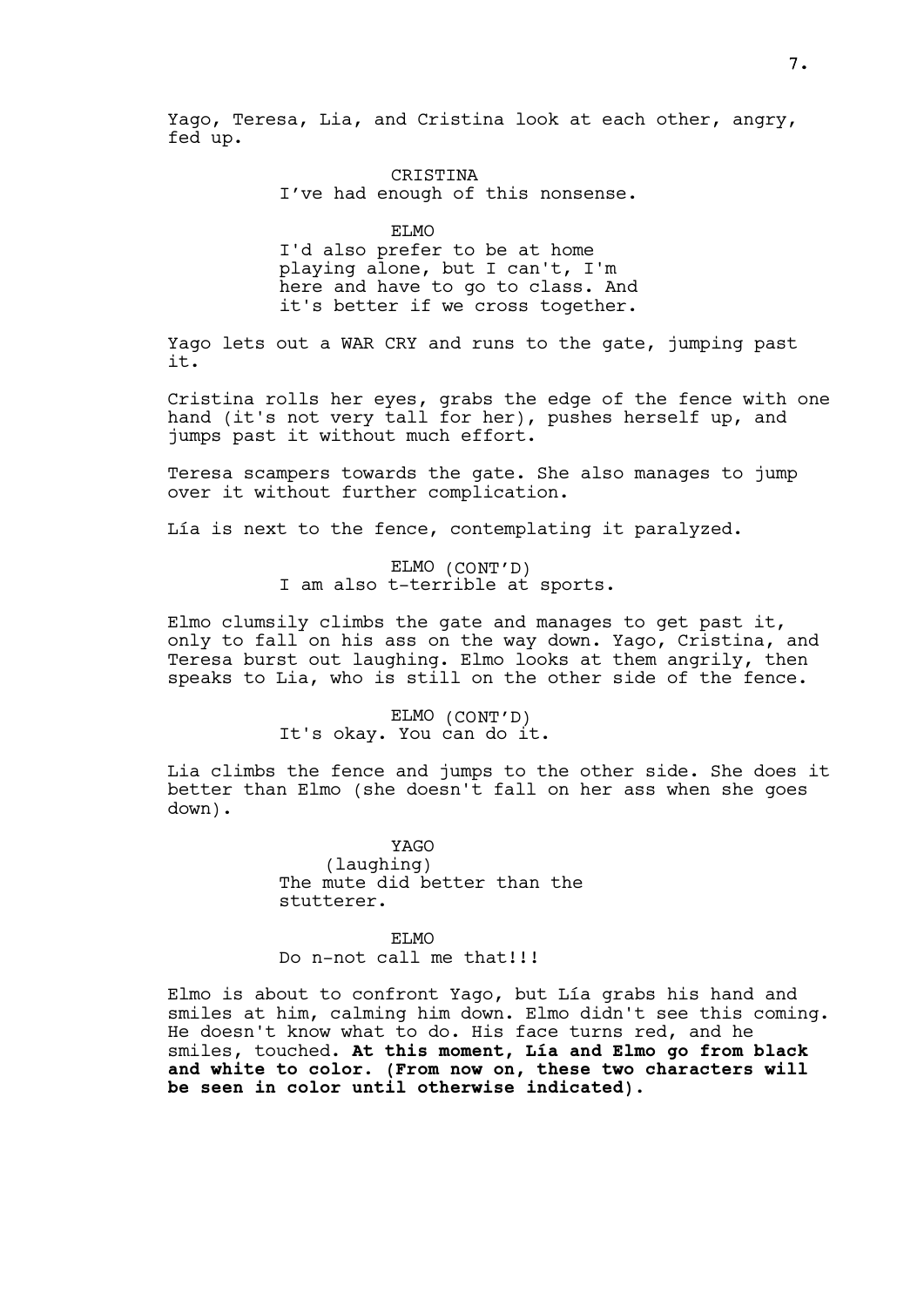Yago, Teresa, Lia, and Cristina look at each other, angry, fed up.

CRISTINA
I've had enough of this nonsense.

ELMO
I'd also prefer to be at home playing alone, but I can't, I'm here and have to go to class. And it's better if we cross together.

Yago lets out a WAR CRY and runs to the gate, jumping past it.

Cristina rolls her eyes, grabs the edge of the fence with one hand (it's not very tall for her), pushes herself up, and jumps past it without much effort.

Teresa scampers towards the gate. She also manages to jump over it without further complication.

Lía is next to the fence, contemplating it paralyzed.

ELMO (CONT'D)
I am also t-terrible at sports.

Elmo clumsily climbs the gate and manages to get past it, only to fall on his ass on the way down. Yago, Cristina, and Teresa burst out laughing. Elmo looks at them angrily, then speaks to Lia, who is still on the other side of the fence.

ELMO (CONT'D)
It's okay. You can do it.

Lia climbs the fence and jumps to the other side. She does it better than Elmo (she doesn't fall on her ass when she goes down).

YAGO
(laughing)
The mute did better than the stutterer.

ELMO
Do n-not call me that!!!

Elmo is about to confront Yago, but Lía grabs his hand and smiles at him, calming him down. Elmo didn't see this coming. He doesn't know what to do. His face turns red, and he smiles, touched. **At this moment, Lía and Elmo go from black and white to color. (From now on, these two characters will be seen in color until otherwise indicated).**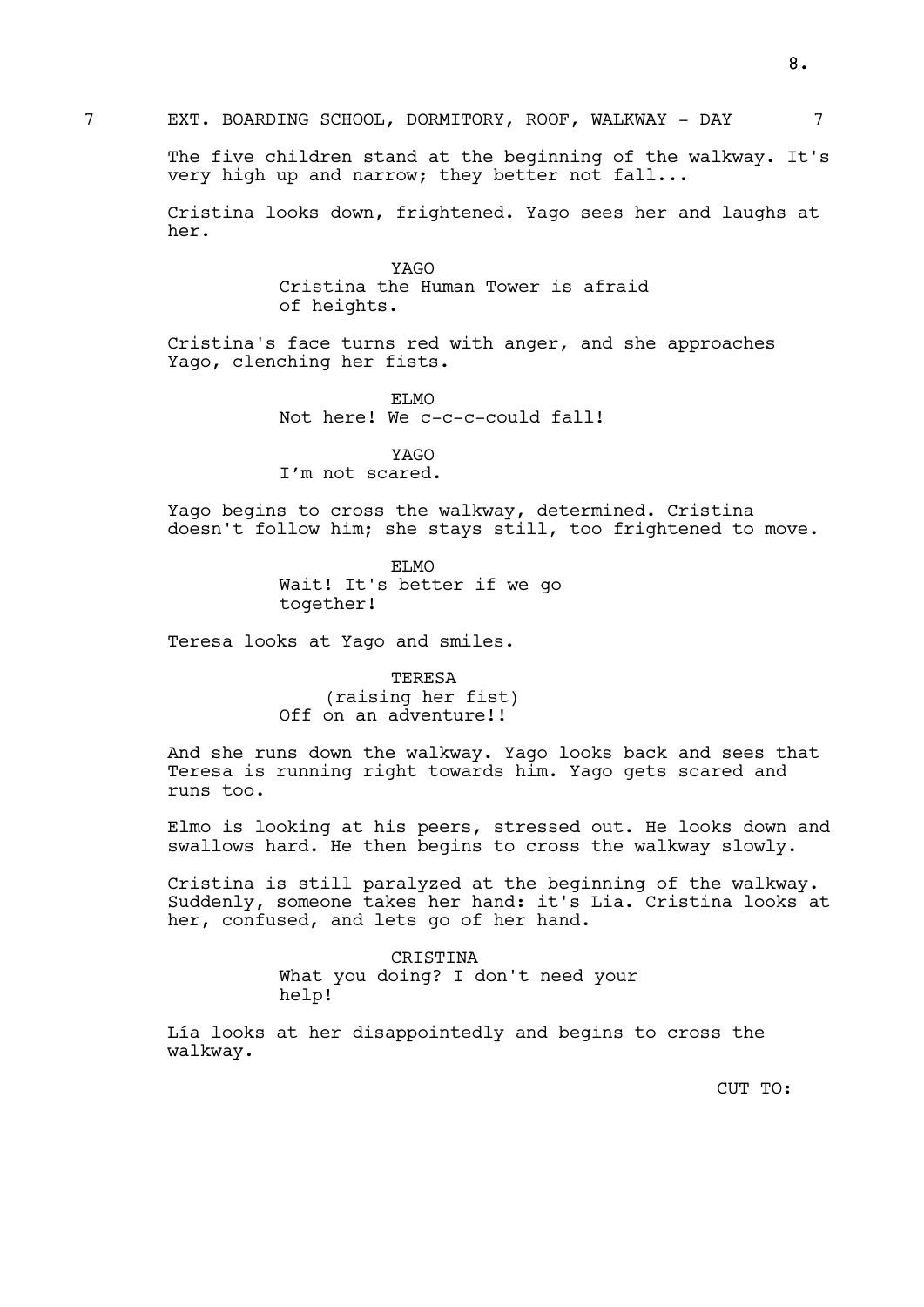7 EXT. BOARDING SCHOOL, DORMITORY, ROOF, WALKWAY - DAY 7

The five children stand at the beginning of the walkway. It's very high up and narrow; they better not fall...

Cristina looks down, frightened. Yago sees her and laughs at her.

YAGO
Cristina the Human Tower is afraid of heights.

Cristina's face turns red with anger, and she approaches Yago, clenching her fists.

ELMO
Not here! We c-c-c-could fall!

YAGO
I'm not scared.

Yago begins to cross the walkway, determined. Cristina doesn't follow him; she stays still, too frightened to move.

ELMO
Wait! It's better if we go together!

Teresa looks at Yago and smiles.

TERESA
(raising her fist)
Off on an adventure!!

And she runs down the walkway. Yago looks back and sees that Teresa is running right towards him. Yago gets scared and runs too.

Elmo is looking at his peers, stressed out. He looks down and swallows hard. He then begins to cross the walkway slowly.

Cristina is still paralyzed at the beginning of the walkway. Suddenly, someone takes her hand: it's Lia. Cristina looks at her, confused, and lets go of her hand.

CRISTINA
What you doing? I don't need your help!

Lía looks at her disappointedly and begins to cross the walkway.

CUT TO: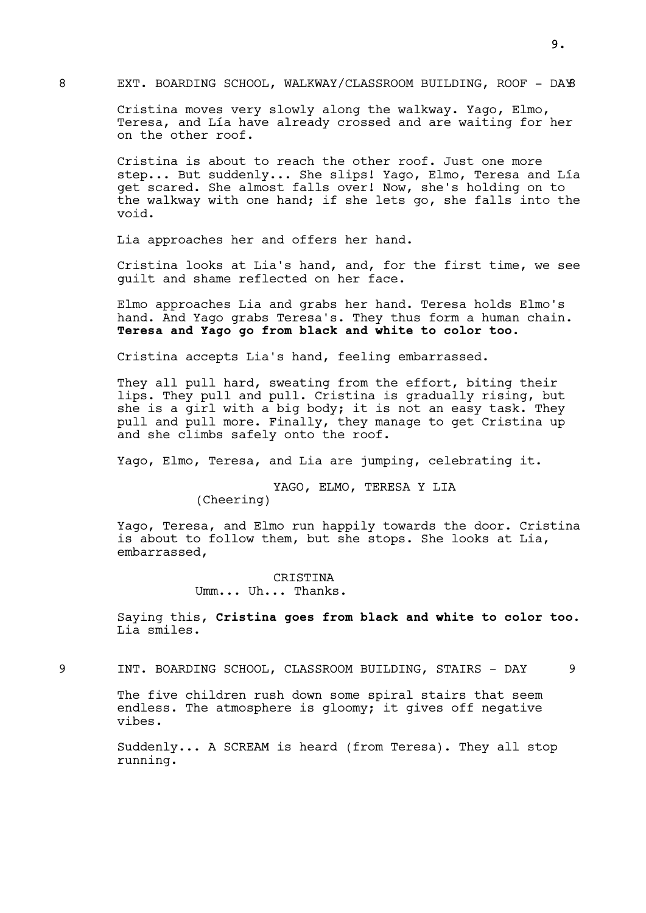8 EXT. BOARDING SCHOOL, WALKWAY/CLASSROOM BUILDING, ROOF - DAY 8

Cristina moves very slowly along the walkway. Yago, Elmo, Teresa, and Lía have already crossed and are waiting for her on the other roof.

Cristina is about to reach the other roof. Just one more step... But suddenly... She slips! Yago, Elmo, Teresa and Lía get scared. She almost falls over! Now, she's holding on to the walkway with one hand; if she lets go, she falls into the void.

Lia approaches her and offers her hand.

Cristina looks at Lia's hand, and, for the first time, we see guilt and shame reflected on her face.

Elmo approaches Lia and grabs her hand. Teresa holds Elmo's hand. And Yago grabs Teresa's. They thus form a human chain. **Teresa and Yago go from black and white to color too.**

Cristina accepts Lia's hand, feeling embarrassed.

They all pull hard, sweating from the effort, biting their lips. They pull and pull. Cristina is gradually rising, but she is a girl with a big body; it is not an easy task. They pull and pull more. Finally, they manage to get Cristina up and she climbs safely onto the roof.

Yago, Elmo, Teresa, and Lia are jumping, celebrating it.

YAGO, ELMO, TERESA Y LIA
(Cheering)

Yago, Teresa, and Elmo run happily towards the door. Cristina is about to follow them, but she stops. She looks at Lia, embarrassed,

CRISTINA
Umm... Uh... Thanks.

Saying this, **Cristina goes from black and white to color too.** Lia smiles.

9 INT. BOARDING SCHOOL, CLASSROOM BUILDING, STAIRS - DAY 9

The five children rush down some spiral stairs that seem endless. The atmosphere is gloomy; it gives off negative vibes.

Suddenly... A SCREAM is heard (from Teresa). They all stop running.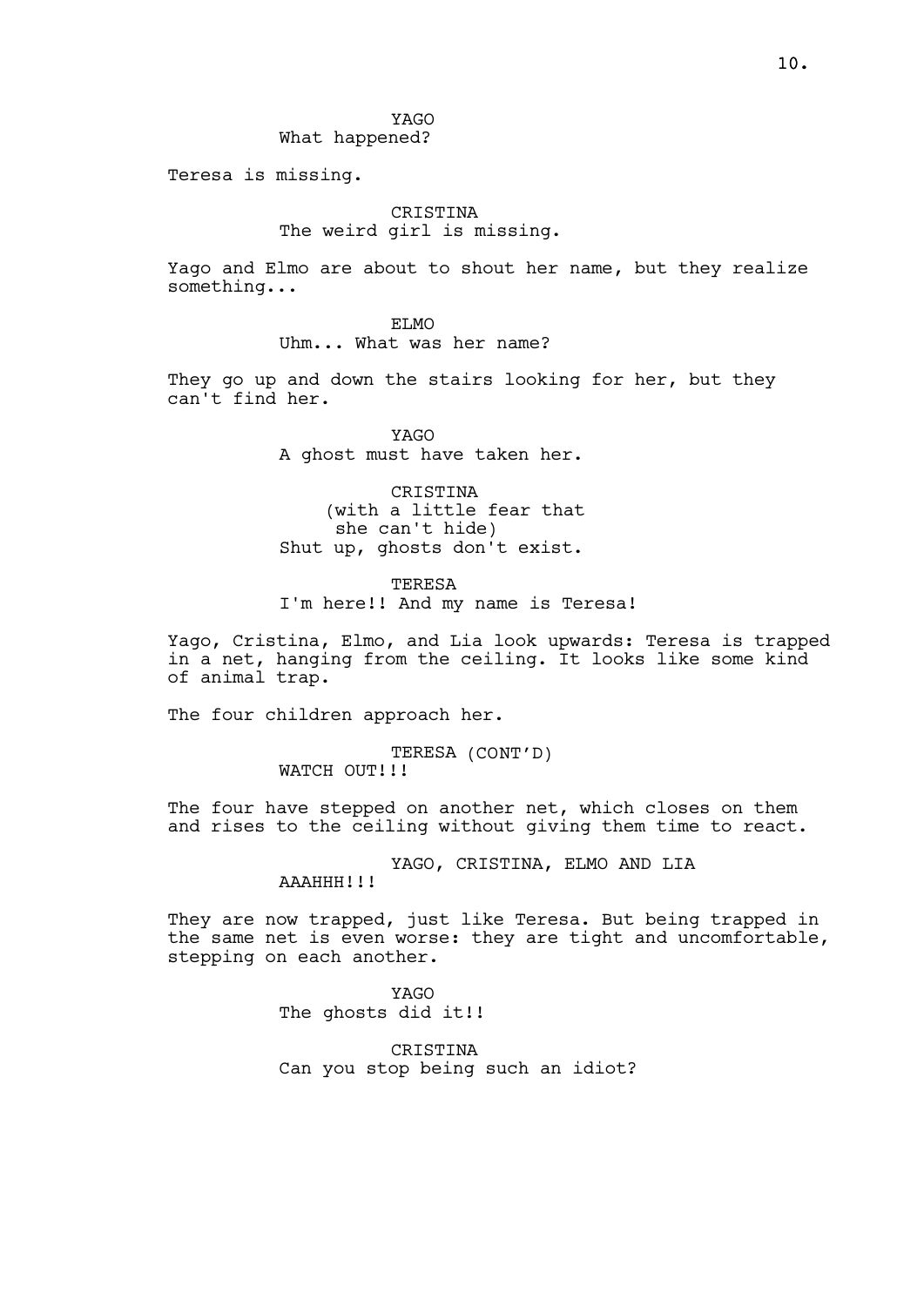YAGO
What happened?

Teresa is missing.

CRISTINA
The weird girl is missing.

Yago and Elmo are about to shout her name, but they realize something...

ELMO
Uhm... What was her name?

They go up and down the stairs looking for her, but they can't find her.

YAGO
A ghost must have taken her.

CRISTINA
(with a little fear that she can't hide)
Shut up, ghosts don't exist.

TERESA
I'm here!! And my name is Teresa!

Yago, Cristina, Elmo, and Lia look upwards: Teresa is trapped in a net, hanging from the ceiling. It looks like some kind of animal trap.

The four children approach her.

TERESA (CONT'D)
WATCH OUT!!!

The four have stepped on another net, which closes on them and rises to the ceiling without giving them time to react.

YAGO, CRISTINA, ELMO AND LIA
AAAHHH!!!

They are now trapped, just like Teresa. But being trapped in the same net is even worse: they are tight and uncomfortable, stepping on each another.

YAGO
The ghosts did it!!

CRISTINA
Can you stop being such an idiot?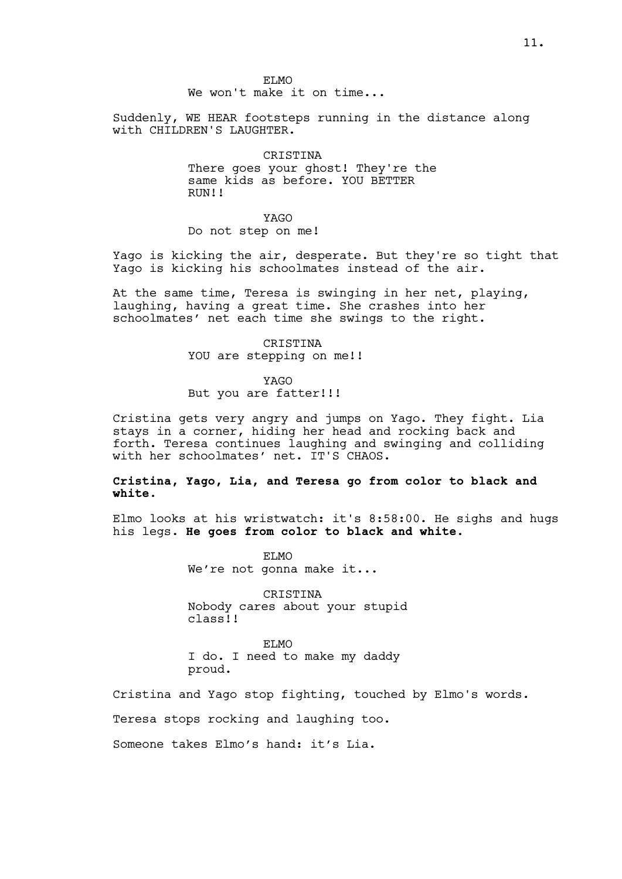ELMO
We won't make it on time...

Suddenly, WE HEAR footsteps running in the distance along with CHILDREN'S LAUGHTER.

CRISTINA
There goes your ghost! They're the same kids as before. YOU BETTER RUN!!

YAGO
Do not step on me!

Yago is kicking the air, desperate. But they're so tight that Yago is kicking his schoolmates instead of the air.

At the same time, Teresa is swinging in her net, playing, laughing, having a great time. She crashes into her schoolmates' net each time she swings to the right.

CRISTINA
YOU are stepping on me!!

YAGO
But you are fatter!!!

Cristina gets very angry and jumps on Yago. They fight. Lia stays in a corner, hiding her head and rocking back and forth. Teresa continues laughing and swinging and colliding with her schoolmates' net. IT'S CHAOS.

**Cristina, Yago, Lia, and Teresa go from color to black and white.**

Elmo looks at his wristwatch: it's 8:58:00. He sighs and hugs his legs. **He goes from color to black and white.**

ELMO
We're not gonna make it...

CRISTINA
Nobody cares about your stupid class!!

ELMO
I do. I need to make my daddy proud.

Cristina and Yago stop fighting, touched by Elmo's words.

Teresa stops rocking and laughing too.

Someone takes Elmo's hand: it's Lia.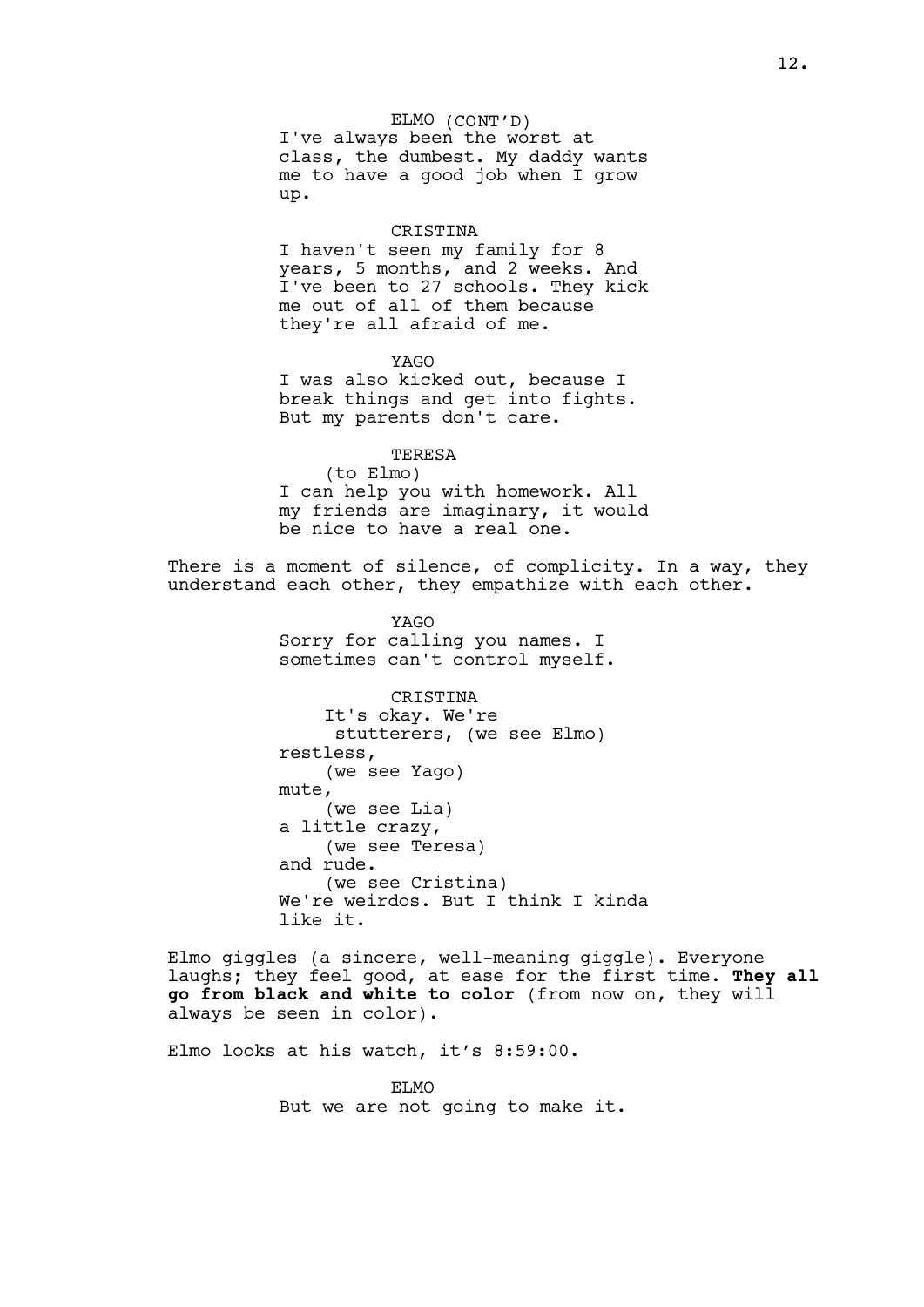ELMO (CONT'D)
I've always been the worst at class, the dumbest. My daddy wants me to have a good job when I grow up.

CRISTINA
I haven't seen my family for 8 years, 5 months, and 2 weeks. And I've been to 27 schools. They kick me out of all of them because they're all afraid of me.

YAGO
I was also kicked out, because I break things and get into fights. But my parents don't care.

TERESA
(to Elmo)
I can help you with homework. All my friends are imaginary, it would be nice to have a real one.

There is a moment of silence, of complicity. In a way, they understand each other, they empathize with each other.

YAGO
Sorry for calling you names. I sometimes can't control myself.

CRISTINA
It's okay. We're stutterers, (we see Elmo)
restless,
(we see Yago)
mute,
(we see Lia)
a little crazy,
(we see Teresa)
and rude.
(we see Cristina)
We're weirdos. But I think I kinda like it.

Elmo giggles (a sincere, well-meaning giggle). Everyone laughs; they feel good, at ease for the first time. **They all go from black and white to color** (from now on, they will always be seen in color).

Elmo looks at his watch, it's 8:59:00.

ELMO
But we are not going to make it.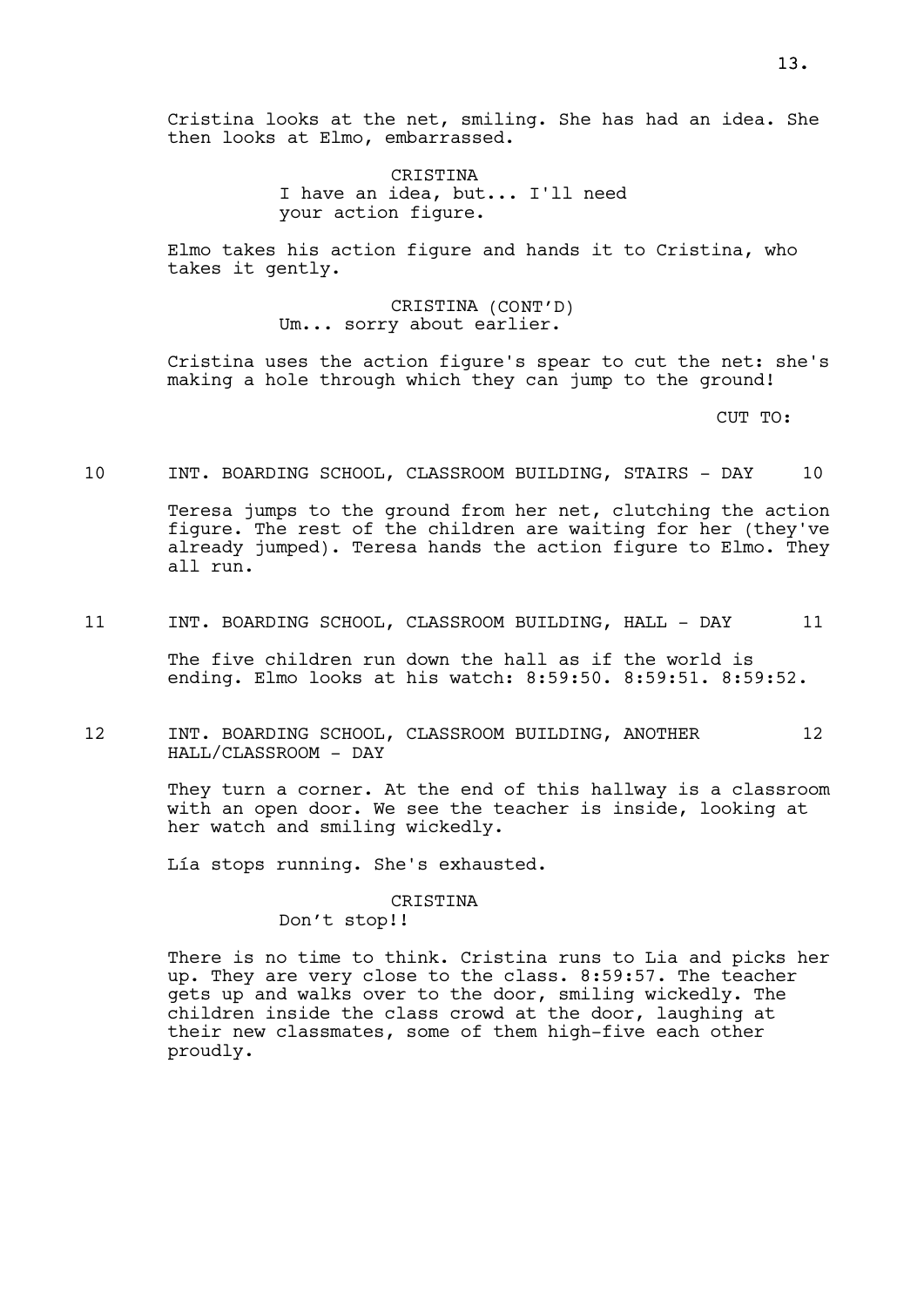Cristina looks at the net, smiling. She has had an idea. She then looks at Elmo, embarrassed.

CRISTINA
I have an idea, but... I'll need your action figure.

Elmo takes his action figure and hands it to Cristina, who takes it gently.

CRISTINA (CONT'D)
Um... sorry about earlier.

Cristina uses the action figure's spear to cut the net: she's making a hole through which they can jump to the ground!

CUT TO:

10 INT. BOARDING SCHOOL, CLASSROOM BUILDING, STAIRS - DAY 10

Teresa jumps to the ground from her net, clutching the action figure. The rest of the children are waiting for her (they've already jumped). Teresa hands the action figure to Elmo. They all run.

11 INT. BOARDING SCHOOL, CLASSROOM BUILDING, HALL - DAY 11

The five children run down the hall as if the world is ending. Elmo looks at his watch: 8:59:50. 8:59:51. 8:59:52.

12 INT. BOARDING SCHOOL, CLASSROOM BUILDING, ANOTHER HALL/CLASSROOM - DAY 12

They turn a corner. At the end of this hallway is a classroom with an open door. We see the teacher is inside, looking at her watch and smiling wickedly.

Lía stops running. She's exhausted.

CRISTINA
Don't stop!!

There is no time to think. Cristina runs to Lia and picks her up. They are very close to the class. 8:59:57. The teacher gets up and walks over to the door, smiling wickedly. The children inside the class crowd at the door, laughing at their new classmates, some of them high-five each other proudly.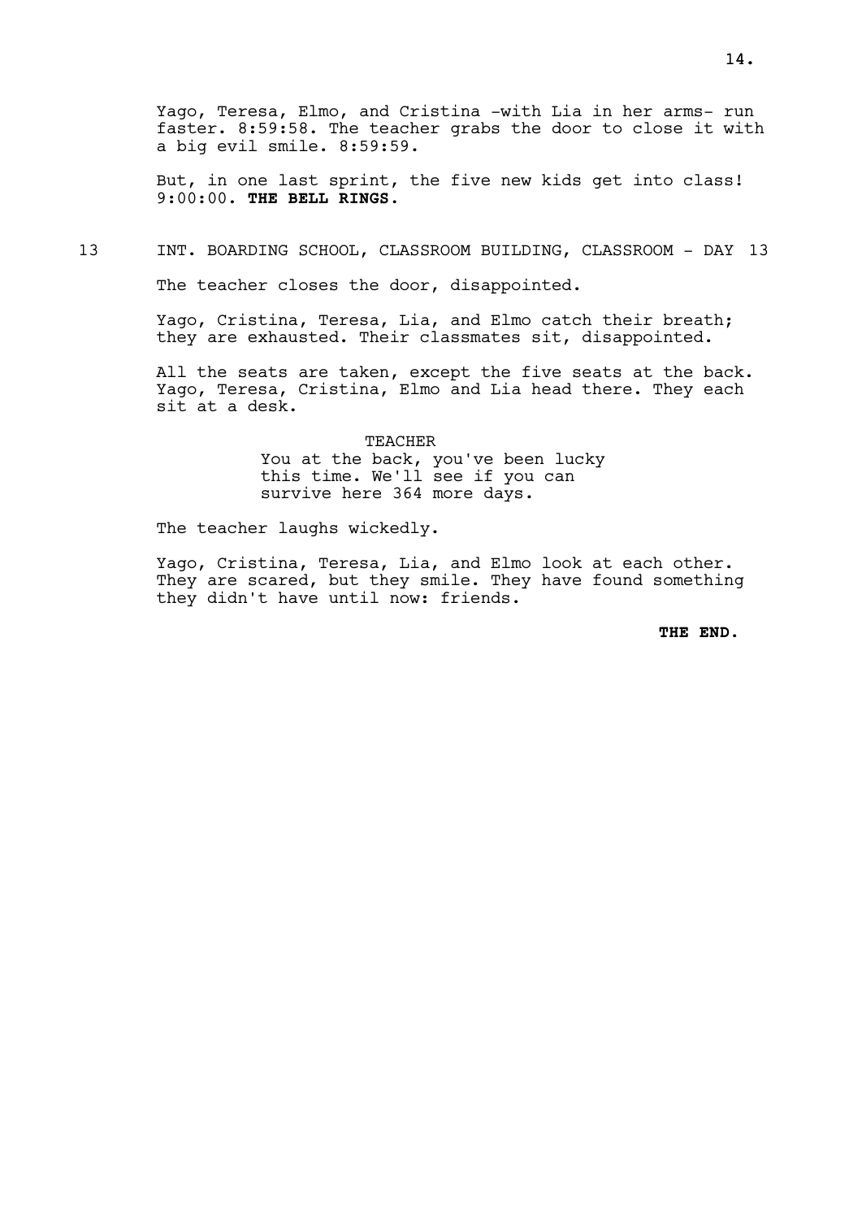Yago, Teresa, Elmo, and Cristina -with Lia in her arms- run faster. 8:59:58. The teacher grabs the door to close it with a big evil smile. 8:59:59.

But, in one last sprint, the five new kids get into class! 9:00:00. **THE BELL RINGS.**

13 INT. BOARDING SCHOOL, CLASSROOM BUILDING, CLASSROOM - DAY 13

The teacher closes the door, disappointed.

Yago, Cristina, Teresa, Lia, and Elmo catch their breath; they are exhausted. Their classmates sit, disappointed.

All the seats are taken, except the five seats at the back. Yago, Teresa, Cristina, Elmo and Lia head there. They each sit at a desk.

TEACHER
You at the back, you've been lucky this time. We'll see if you can survive here 364 more days.

The teacher laughs wickedly.

Yago, Cristina, Teresa, Lia, and Elmo look at each other. They are scared, but they smile. They have found something they didn't have until now: friends.

**THE END.**